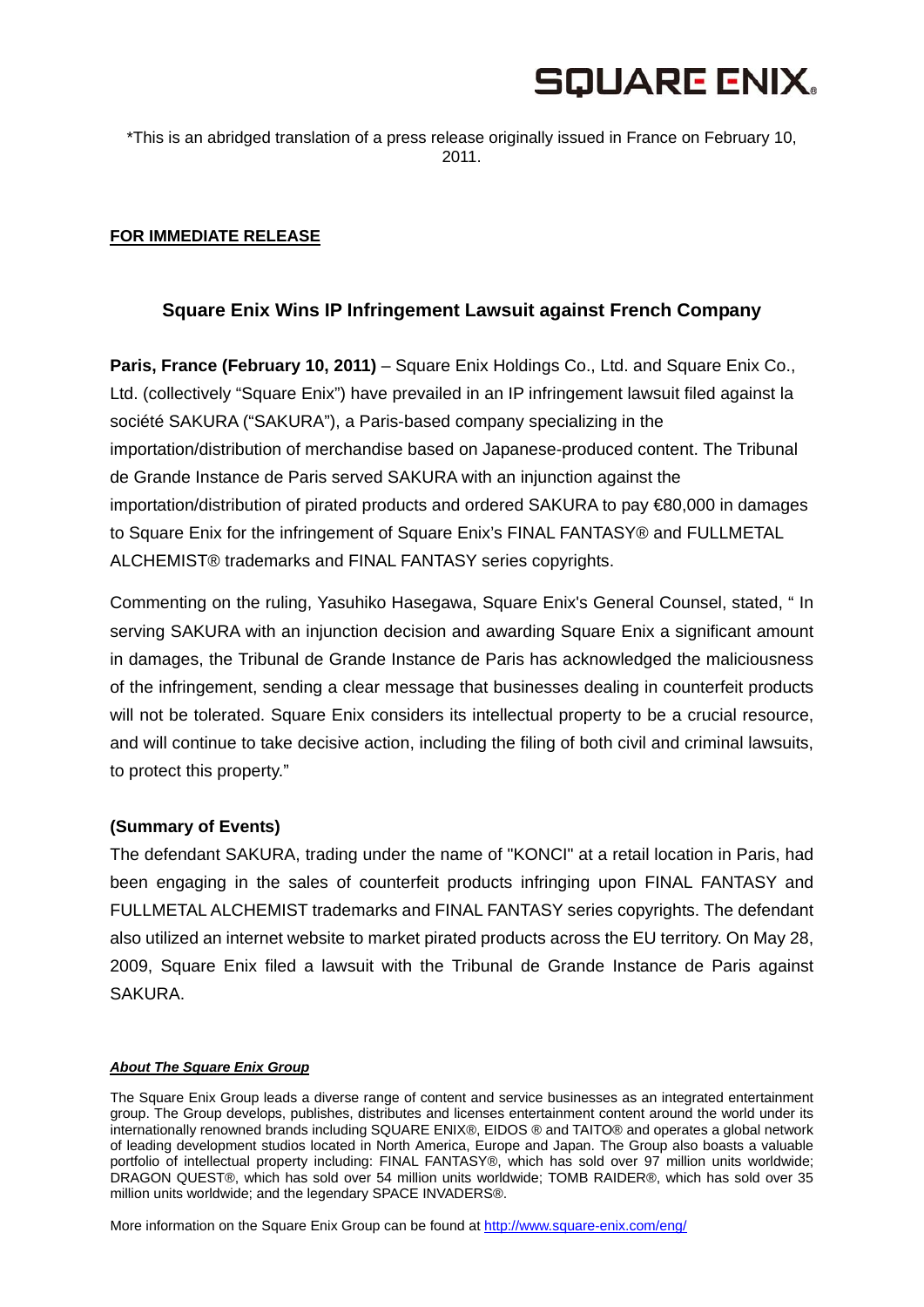SQUARE ENIX®

*This is an abridged translation of a press release originally issued in France on February 10, 2011.

**FOR IMMEDIATE RELEASE**

## Square Enix Wins IP Infringement Lawsuit against French Company

**Paris, France (February 10, 2011)** – Square Enix Holdings Co., Ltd. and Square Enix Co., Ltd. (collectively "Square Enix") have prevailed in an IP infringement lawsuit filed against la société SAKURA ("SAKURA"), a Paris-based company specializing in the importation/distribution of merchandise based on Japanese-produced content. The Tribunal de Grande Instance de Paris served SAKURA with an injunction against the importation/distribution of pirated products and ordered SAKURA to pay €80,000 in damages to Square Enix for the infringement of Square Enix's FINAL FANTASY® and FULLMETAL ALCHEMIST® trademarks and FINAL FANTASY series copyrights.

Commenting on the ruling, Yasuhiko Hasegawa, Square Enix's General Counsel, stated, " In serving SAKURA with an injunction decision and awarding Square Enix a significant amount in damages, the Tribunal de Grande Instance de Paris has acknowledged the maliciousness of the infringement, sending a clear message that businesses dealing in counterfeit products will not be tolerated. Square Enix considers its intellectual property to be a crucial resource, and will continue to take decisive action, including the filing of both civil and criminal lawsuits, to protect this property."

**(Summary of Events)**

The defendant SAKURA, trading under the name of "KONCI" at a retail location in Paris, had been engaging in the sales of counterfeit products infringing upon FINAL FANTASY and FULLMETAL ALCHEMIST trademarks and FINAL FANTASY series copyrights. The defendant also utilized an internet website to market pirated products across the EU territory. On May 28, 2009, Square Enix filed a lawsuit with the Tribunal de Grande Instance de Paris against SAKURA.

***About The Square Enix Group***

The Square Enix Group leads a diverse range of content and service businesses as an integrated entertainment group. The Group develops, publishes, distributes and licenses entertainment content around the world under its internationally renowned brands including SQUARE ENIX®, EIDOS ® and TAITO® and operates a global network of leading development studios located in North America, Europe and Japan. The Group also boasts a valuable portfolio of intellectual property including: FINAL FANTASY®, which has sold over 97 million units worldwide; DRAGON QUEST®, which has sold over 54 million units worldwide; TOMB RAIDER®, which has sold over 35 million units worldwide; and the legendary SPACE INVADERS®.

More information on the Square Enix Group can be found at http://www.square-enix.com/eng/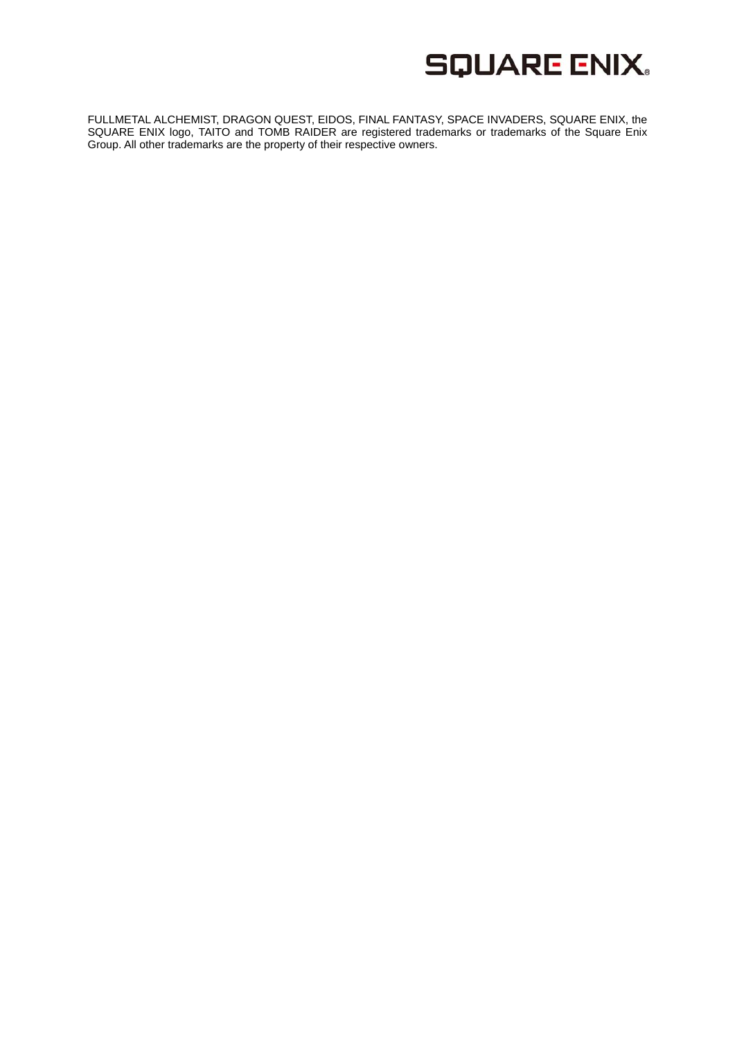FULLMETAL ALCHEMIST, DRAGON QUEST, EIDOS, FINAL FANTASY, SPACE INVADERS, SQUARE ENIX, the SQUARE ENIX logo, TAITO and TOMB RAIDER are registered trademarks or trademarks of the Square Enix Group. All other trademarks are the property of their respective owners.